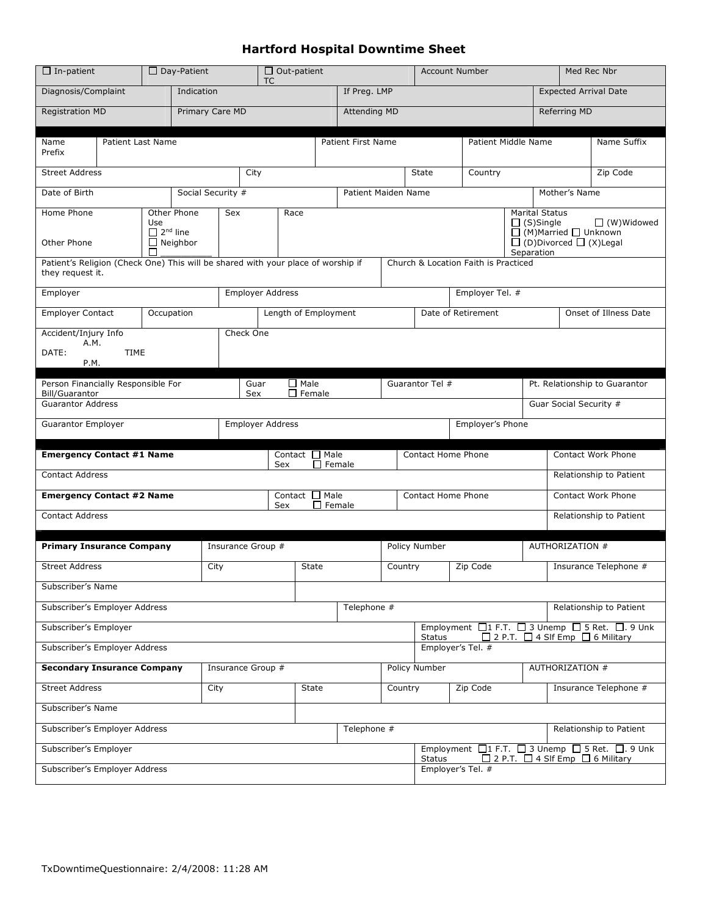# Hartford Hospital Downtime Sheet

| ☐ In-patient | ☐ Day-Patient | ☐ Out-patient TC | Account Number | Med Rec Nbr |
|---|---|---|---|---|

| Diagnosis/Complaint | Indication | If Preg. LMP | Expected Arrival Date |
|---|---|---|---|
| **Registration MD** | **Primary Care MD** | **Attending MD** | **Referring MD** |

| Name Prefix | Patient Last Name | Patient First Name | Patient Middle Name | Name Suffix |
|---|---|---|---|---|

| Street Address | City | State | Country | Zip Code |
|---|---|---|---|---|

| Date of Birth | Social Security # | Patient Maiden Name | Mother's Name |
|---|---|---|---|

| Home Phone / Other Phone | Other Phone Use: ☐ 2nd line ☐ Neighbor ☐ ________ | Sex | Race | Marital Status: ☐ (S)Single ☐ (W)Widowed ☐ (M)Married ☐ Unknown ☐ (D)Divorced ☐ (X)Legal Separation |
|---|---|---|---|---|

| Patient's Religion (Check One) This will be shared with your place of worship if they request it. | Church & Location Faith is Practiced |
|---|---|

| Employer | Employer Address | Employer Tel. # |
|---|---|---|

| Employer Contact | Occupation | Length of Employment | Date of Retirement | Onset of Illness Date |
|---|---|---|---|---|

| Accident/Injury Info DATE: TIME A.M. P.M. | Check One |
|---|---|

| Person Financially Responsible For Bill/Guarantor | Guar Sex ☐ Male ☐ Female | Guarantor Tel # | Pt. Relationship to Guarantor |
|---|---|---|---|
| **Guarantor Address** | | | **Guar Social Security #** |

| Guarantor Employer | Employer Address | Employer's Phone |
|---|---|---|

| **Emergency Contact #1 Name** | Contact Sex ☐ Male ☐ Female | Contact Home Phone | Contact Work Phone |
|---|---|---|---|
| Contact Address | | | Relationship to Patient |
| **Emergency Contact #2 Name** | Contact Sex ☐ Male ☐ Female | Contact Home Phone | Contact Work Phone |
| Contact Address | | | Relationship to Patient |

| **Primary Insurance Company** | Insurance Group # | | Policy Number | | AUTHORIZATION # |
|---|---|---|---|---|---|
| Street Address | City | State | Country | Zip Code | Insurance Telephone # |

| Subscriber's Name | |
|---|---|

| Subscriber's Employer Address | Telephone # | Relationship to Patient |
|---|---|---|

| Subscriber's Employer | Employment Status ☐ 1 F.T. ☐ 2 P.T. ☐ 3 Unemp ☐ 4 Slf Emp ☐ 5 Ret. ☐ 6 Military ☐. 9 Unk |
|---|---|
| Subscriber's Employer Address | Employer's Tel. # |

| **Secondary Insurance Company** | Insurance Group # | | Policy Number | | AUTHORIZATION # |
|---|---|---|---|---|---|
| Street Address | City | State | Country | Zip Code | Insurance Telephone # |

| Subscriber's Name | |
|---|---|

| Subscriber's Employer Address | Telephone # | Relationship to Patient |
|---|---|---|

| Subscriber's Employer | Employment Status ☐ 1 F.T. ☐ 2 P.T. ☐ 3 Unemp ☐ 4 Slf Emp ☐ 5 Ret. ☐ 6 Military ☐. 9 Unk |
|---|---|
| Subscriber's Employer Address | Employer's Tel. # |

TxDowntimeQuestionnaire: 2/4/2008: 11:28 AM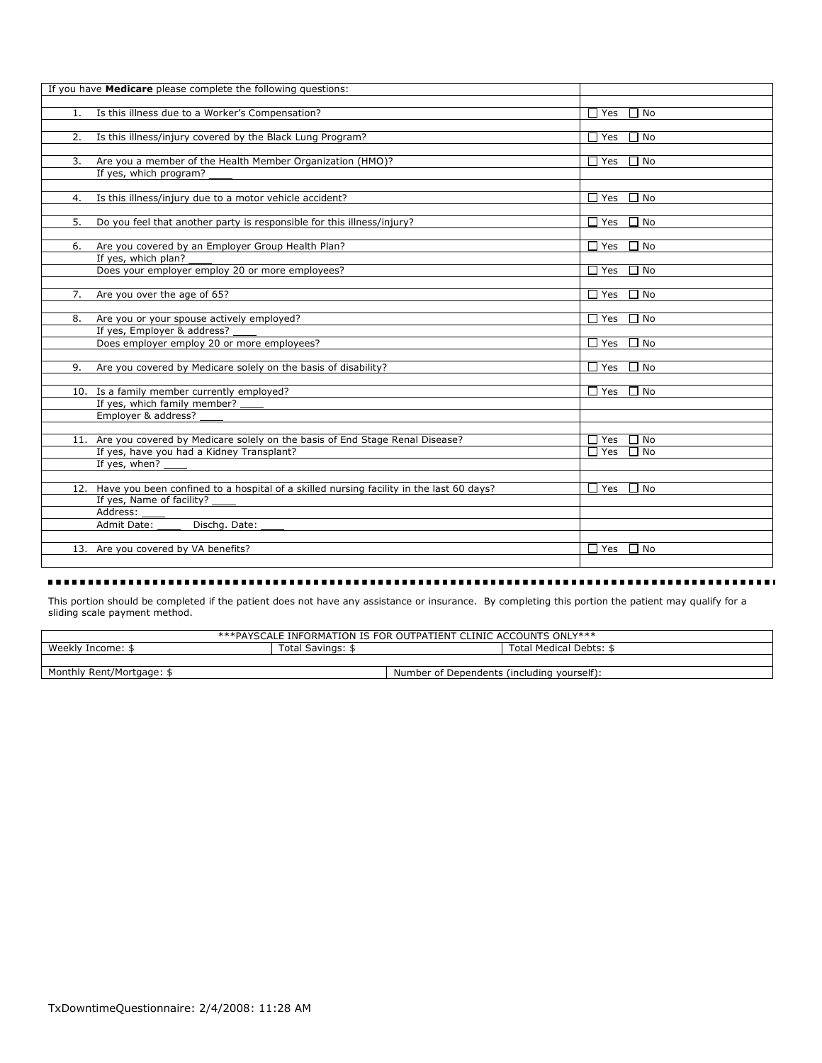| If you have **Medicare** please complete the following questions: | |
|---|---|
| 1. Is this illness due to a Worker's Compensation? | ☐ Yes ☐ No |
| 2. Is this illness/injury covered by the Black Lung Program? | ☐ Yes ☐ No |
| 3. Are you a member of the Health Member Organization (HMO)? | ☐ Yes ☐ No |
| If yes, which program? ____ | |
| 4. Is this illness/injury due to a motor vehicle accident? | ☐ Yes ☐ No |
| 5. Do you feel that another party is responsible for this illness/injury? | ☐ Yes ☐ No |
| 6. Are you covered by an Employer Group Health Plan? | ☐ Yes ☐ No |
| If yes, which plan? ____ | |
| Does your employer employ 20 or more employees? | ☐ Yes ☐ No |
| 7. Are you over the age of 65? | ☐ Yes ☐ No |
| 8. Are you or your spouse actively employed? | ☐ Yes ☐ No |
| If yes, Employer & address? ____ | |
| Does employer employ 20 or more employees? | ☐ Yes ☐ No |
| 9. Are you covered by Medicare solely on the basis of disability? | ☐ Yes ☐ No |
| 10. Is a family member currently employed? | ☐ Yes ☐ No |
| If yes, which family member? ____ | |
| Employer & address? ____ | |
| 11. Are you covered by Medicare solely on the basis of End Stage Renal Disease? | ☐ Yes ☐ No |
| If yes, have you had a Kidney Transplant? | ☐ Yes ☐ No |
| If yes, when? ____ | |
| 12. Have you been confined to a hospital of a skilled nursing facility in the last 60 days? | ☐ Yes ☐ No |
| If yes, Name of facility? ____ | |
| Address: ____ | |
| Admit Date: ____ Dischg. Date: ____ | |
| 13. Are you covered by VA benefits? | ☐ Yes ☐ No |

This portion should be completed if the patient does not have any assistance or insurance. By completing this portion the patient may qualify for a sliding scale payment method.

| ***PAYSCALE INFORMATION IS FOR OUTPATIENT CLINIC ACCOUNTS ONLY*** | | |
|---|---|---|
| Weekly Income: $ | Total Savings: $ | Total Medical Debts: $ |
| Monthly Rent/Mortgage: $ | Number of Dependents (including yourself): | |

TxDowntimeQuestionnaire: 2/4/2008: 11:28 AM